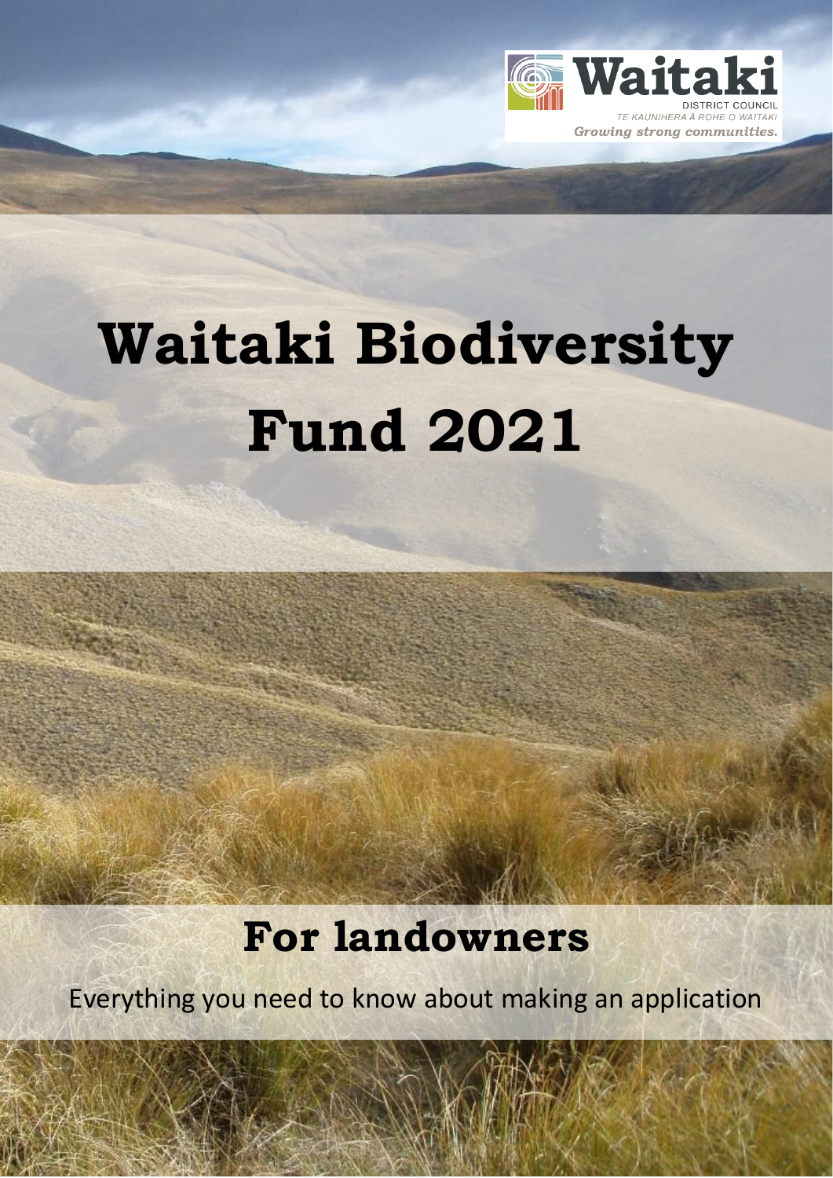Waitaki

DISTRICT COUNCIL

TE KAUNIHERA Ā ROHE O WAITAKI

*Growing strong communities.*

# Waitaki Biodiversity Fund 2021

## For landowners

Everything you need to know about making an application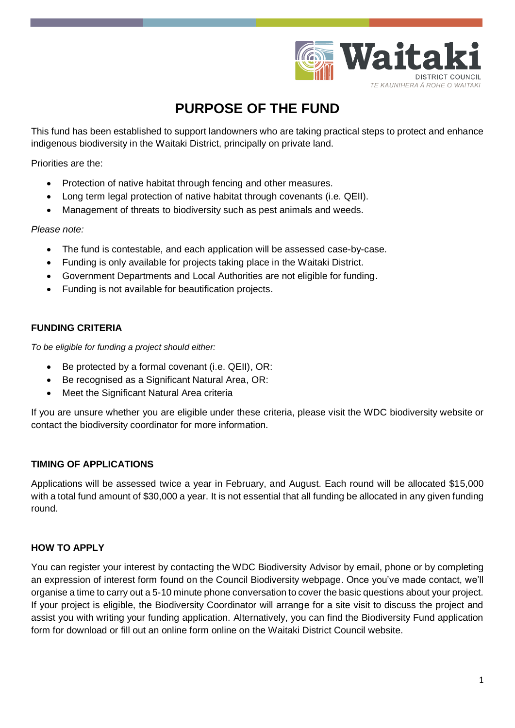# PURPOSE OF THE FUND

This fund has been established to support landowners who are taking practical steps to protect and enhance indigenous biodiversity in the Waitaki District, principally on private land.

Priorities are the:

- Protection of native habitat through fencing and other measures.
- Long term legal protection of native habitat through covenants (i.e. QEII).
- Management of threats to biodiversity such as pest animals and weeds.

*Please note:*

- The fund is contestable, and each application will be assessed case-by-case.
- Funding is only available for projects taking place in the Waitaki District.
- Government Departments and Local Authorities are not eligible for funding.
- Funding is not available for beautification projects.

### FUNDING CRITERIA

*To be eligible for funding a project should either:*

- Be protected by a formal covenant (i.e. QEII), OR:
- Be recognised as a Significant Natural Area, OR:
- Meet the Significant Natural Area criteria

If you are unsure whether you are eligible under these criteria, please visit the WDC biodiversity website or contact the biodiversity coordinator for more information.

### TIMING OF APPLICATIONS

Applications will be assessed twice a year in February, and August. Each round will be allocated $15,000 with a total fund amount of $30,000 a year. It is not essential that all funding be allocated in any given funding round.

### HOW TO APPLY

You can register your interest by contacting the WDC Biodiversity Advisor by email, phone or by completing an expression of interest form found on the Council Biodiversity webpage. Once you've made contact, we'll organise a time to carry out a 5-10 minute phone conversation to cover the basic questions about your project. If your project is eligible, the Biodiversity Coordinator will arrange for a site visit to discuss the project and assist you with writing your funding application. Alternatively, you can find the Biodiversity Fund application form for download or fill out an online form online on the Waitaki District Council website.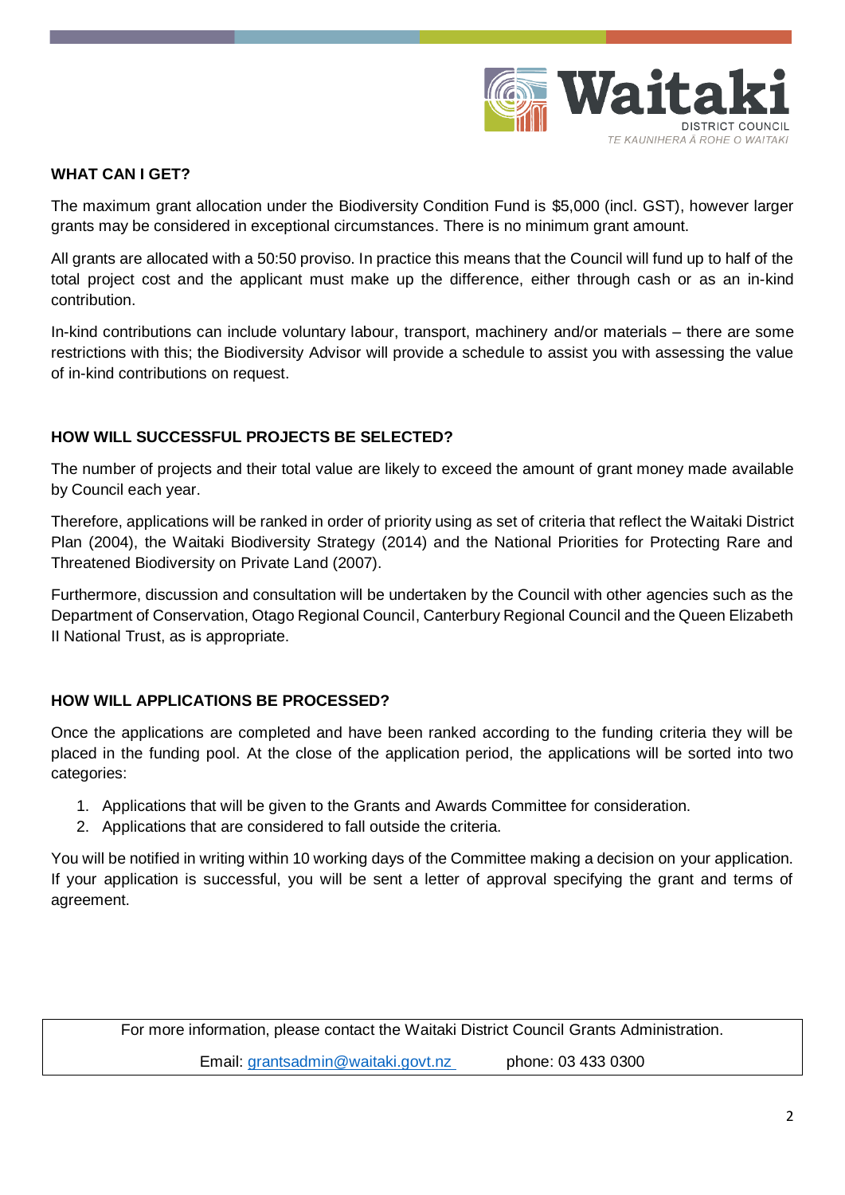## WHAT CAN I GET?

The maximum grant allocation under the Biodiversity Condition Fund is $5,000 (incl. GST), however larger grants may be considered in exceptional circumstances. There is no minimum grant amount.

All grants are allocated with a 50:50 proviso. In practice this means that the Council will fund up to half of the total project cost and the applicant must make up the difference, either through cash or as an in-kind contribution.

In-kind contributions can include voluntary labour, transport, machinery and/or materials – there are some restrictions with this; the Biodiversity Advisor will provide a schedule to assist you with assessing the value of in-kind contributions on request.

## HOW WILL SUCCESSFUL PROJECTS BE SELECTED?

The number of projects and their total value are likely to exceed the amount of grant money made available by Council each year.

Therefore, applications will be ranked in order of priority using as set of criteria that reflect the Waitaki District Plan (2004), the Waitaki Biodiversity Strategy (2014) and the National Priorities for Protecting Rare and Threatened Biodiversity on Private Land (2007).

Furthermore, discussion and consultation will be undertaken by the Council with other agencies such as the Department of Conservation, Otago Regional Council, Canterbury Regional Council and the Queen Elizabeth II National Trust, as is appropriate.

## HOW WILL APPLICATIONS BE PROCESSED?

Once the applications are completed and have been ranked according to the funding criteria they will be placed in the funding pool. At the close of the application period, the applications will be sorted into two categories:

1. Applications that will be given to the Grants and Awards Committee for consideration.
2. Applications that are considered to fall outside the criteria.

You will be notified in writing within 10 working days of the Committee making a decision on your application. If your application is successful, you will be sent a letter of approval specifying the grant and terms of agreement.

For more information, please contact the Waitaki District Council Grants Administration.

Email: grantsadmin@waitaki.govt.nz phone: 03 433 0300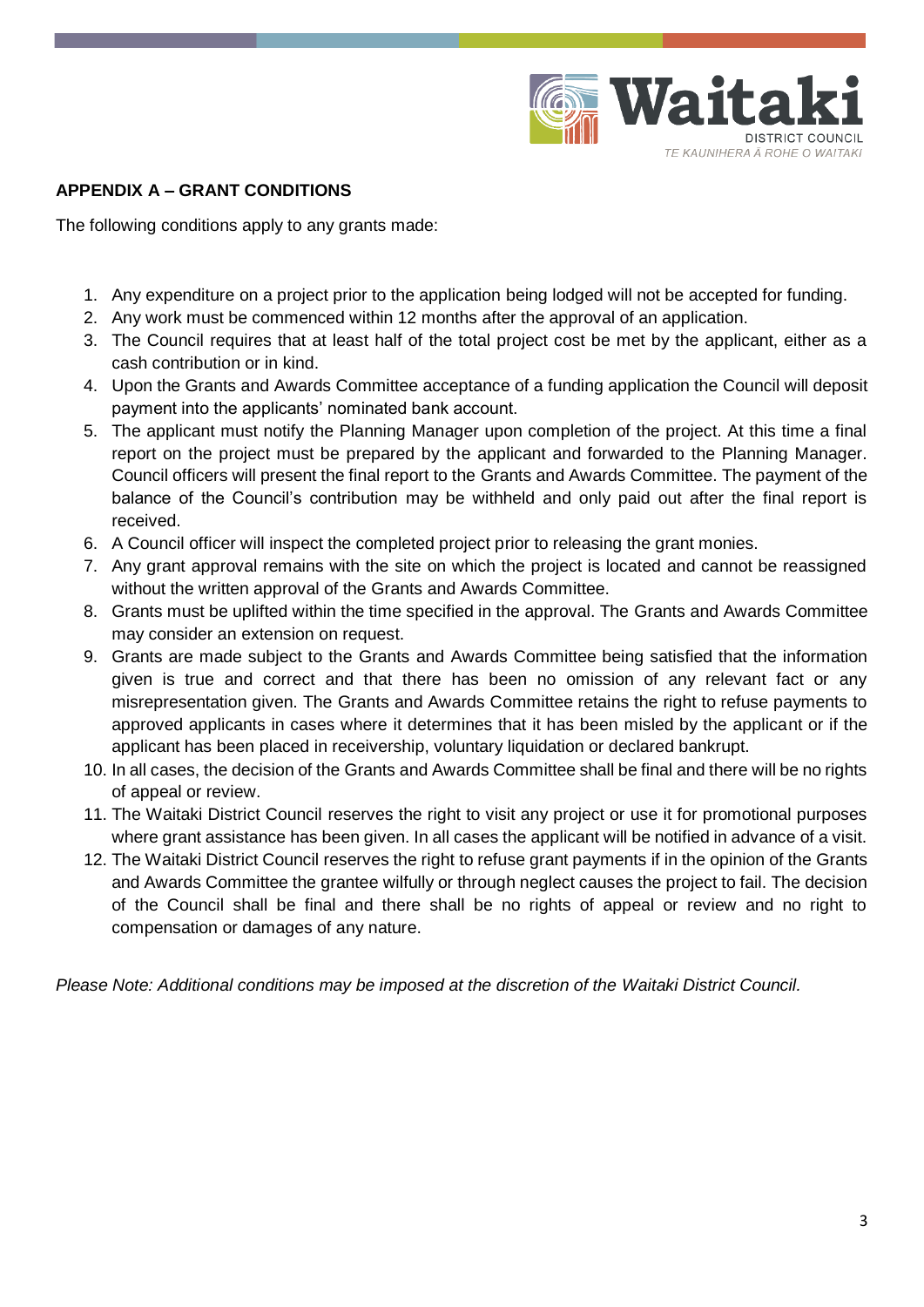## APPENDIX A – GRANT CONDITIONS

The following conditions apply to any grants made:

1. Any expenditure on a project prior to the application being lodged will not be accepted for funding.
2. Any work must be commenced within 12 months after the approval of an application.
3. The Council requires that at least half of the total project cost be met by the applicant, either as a cash contribution or in kind.
4. Upon the Grants and Awards Committee acceptance of a funding application the Council will deposit payment into the applicants' nominated bank account.
5. The applicant must notify the Planning Manager upon completion of the project. At this time a final report on the project must be prepared by the applicant and forwarded to the Planning Manager. Council officers will present the final report to the Grants and Awards Committee. The payment of the balance of the Council's contribution may be withheld and only paid out after the final report is received.
6. A Council officer will inspect the completed project prior to releasing the grant monies.
7. Any grant approval remains with the site on which the project is located and cannot be reassigned without the written approval of the Grants and Awards Committee.
8. Grants must be uplifted within the time specified in the approval. The Grants and Awards Committee may consider an extension on request.
9. Grants are made subject to the Grants and Awards Committee being satisfied that the information given is true and correct and that there has been no omission of any relevant fact or any misrepresentation given. The Grants and Awards Committee retains the right to refuse payments to approved applicants in cases where it determines that it has been misled by the applicant or if the applicant has been placed in receivership, voluntary liquidation or declared bankrupt.
10. In all cases, the decision of the Grants and Awards Committee shall be final and there will be no rights of appeal or review.
11. The Waitaki District Council reserves the right to visit any project or use it for promotional purposes where grant assistance has been given. In all cases the applicant will be notified in advance of a visit.
12. The Waitaki District Council reserves the right to refuse grant payments if in the opinion of the Grants and Awards Committee the grantee wilfully or through neglect causes the project to fail. The decision of the Council shall be final and there shall be no rights of appeal or review and no right to compensation or damages of any nature.

*Please Note: Additional conditions may be imposed at the discretion of the Waitaki District Council.*